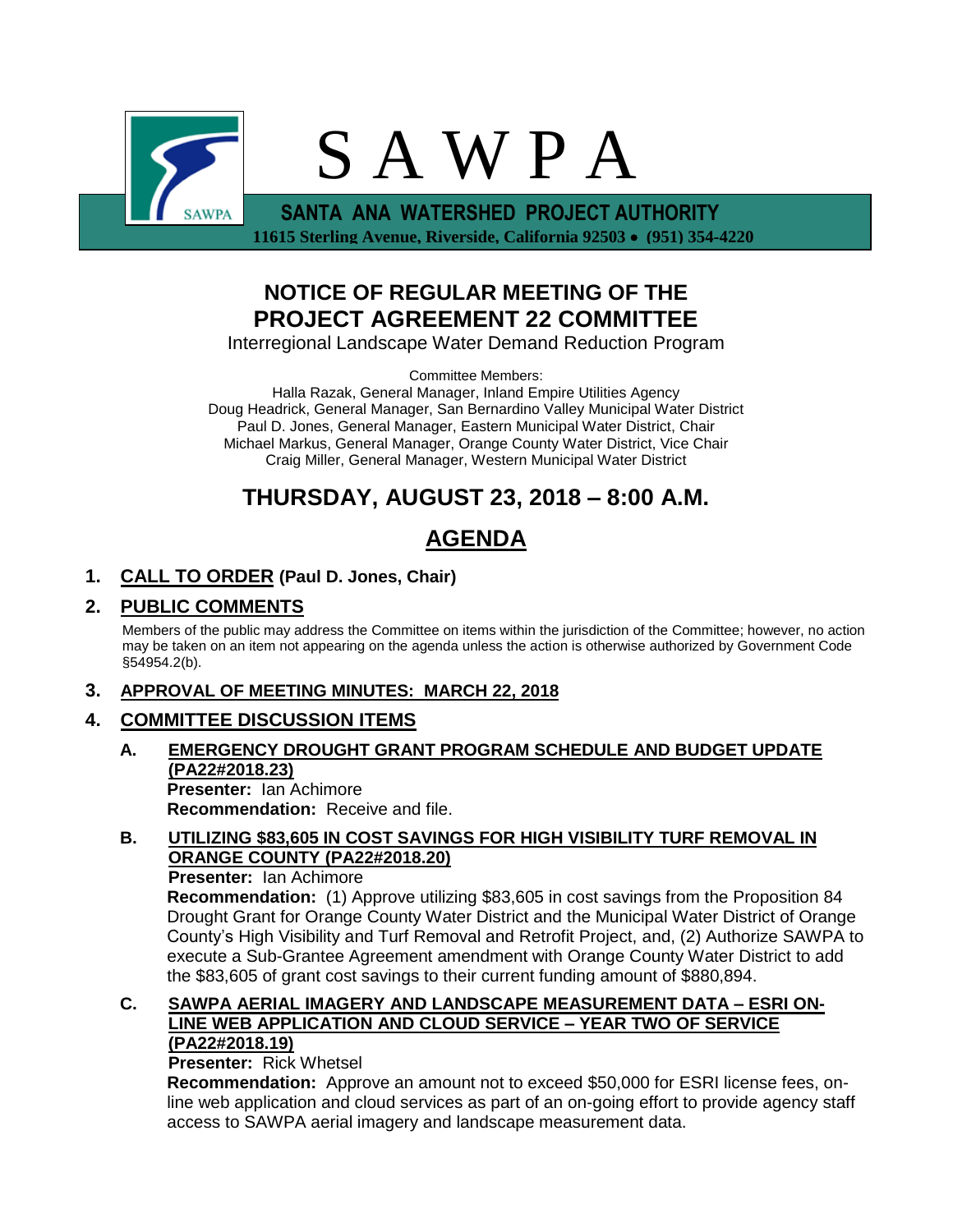# S A W P A

**SANTA ANA WATERSHED PROJECT AUTHORITY**

**11615 Sterling Avenue, Riverside, California 92503 • (951) 354-4220**

## NOTICE OF REGULAR MEETING OF THE PROJECT AGREEMENT 22 COMMITTEE

Interregional Landscape Water Demand Reduction Program

Committee Members:
Halla Razak, General Manager, Inland Empire Utilities Agency
Doug Headrick, General Manager, San Bernardino Valley Municipal Water District
Paul D. Jones, General Manager, Eastern Municipal Water District, Chair
Michael Markus, General Manager, Orange County Water District, Vice Chair
Craig Miller, General Manager, Western Municipal Water District

## THURSDAY, AUGUST 23, 2018 – 8:00 A.M.

## AGENDA

### 1. CALL TO ORDER (Paul D. Jones, Chair)

### 2. PUBLIC COMMENTS

Members of the public may address the Committee on items within the jurisdiction of the Committee; however, no action may be taken on an item not appearing on the agenda unless the action is otherwise authorized by Government Code §54954.2(b).

### 3. APPROVAL OF MEETING MINUTES: MARCH 22, 2018

### 4. COMMITTEE DISCUSSION ITEMS

**A. EMERGENCY DROUGHT GRANT PROGRAM SCHEDULE AND BUDGET UPDATE (PA22#2018.23)**

**Presenter:** Ian Achimore
**Recommendation:** Receive and file.

**B. UTILIZING $83,605 IN COST SAVINGS FOR HIGH VISIBILITY TURF REMOVAL IN ORANGE COUNTY (PA22#2018.20)**

**Presenter:** Ian Achimore
**Recommendation:** (1) Approve utilizing $83,605 in cost savings from the Proposition 84 Drought Grant for Orange County Water District and the Municipal Water District of Orange County's High Visibility and Turf Removal and Retrofit Project, and, (2) Authorize SAWPA to execute a Sub-Grantee Agreement amendment with Orange County Water District to add the $83,605 of grant cost savings to their current funding amount of $880,894.

**C. SAWPA AERIAL IMAGERY AND LANDSCAPE MEASUREMENT DATA – ESRI ON-LINE WEB APPLICATION AND CLOUD SERVICE – YEAR TWO OF SERVICE (PA22#2018.19)**

**Presenter:** Rick Whetsel
**Recommendation:** Approve an amount not to exceed $50,000 for ESRI license fees, on-line web application and cloud services as part of an on-going effort to provide agency staff access to SAWPA aerial imagery and landscape measurement data.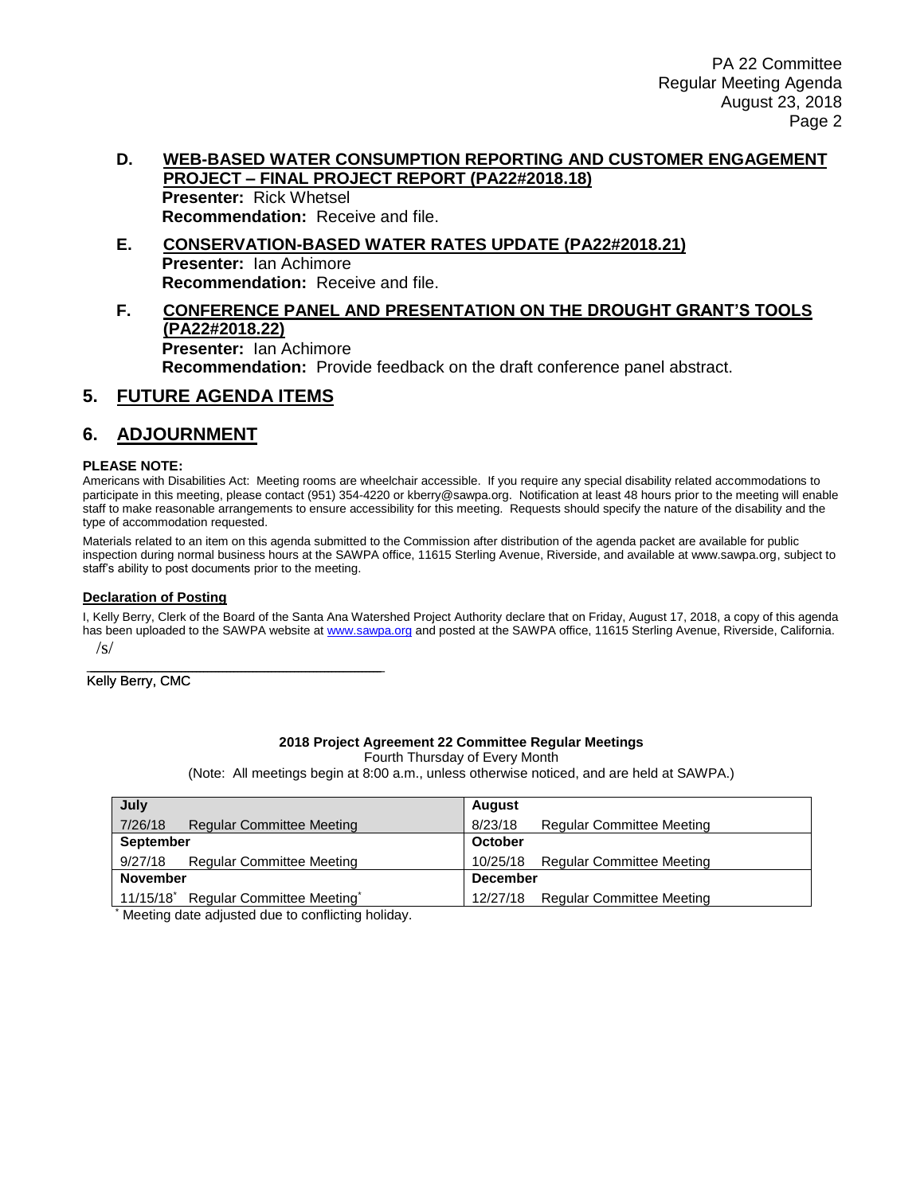**D. WEB-BASED WATER CONSUMPTION REPORTING AND CUSTOMER ENGAGEMENT PROJECT – FINAL PROJECT REPORT (PA22#2018.18)**

**Presenter:** Rick Whetsel
**Recommendation:** Receive and file.

**E. CONSERVATION-BASED WATER RATES UPDATE (PA22#2018.21)**

**Presenter:** Ian Achimore
**Recommendation:** Receive and file.

**F. CONFERENCE PANEL AND PRESENTATION ON THE DROUGHT GRANT'S TOOLS (PA22#2018.22)**

**Presenter:** Ian Achimore
**Recommendation:** Provide feedback on the draft conference panel abstract.

## 5. FUTURE AGENDA ITEMS

## 6. ADJOURNMENT

**PLEASE NOTE:**

Americans with Disabilities Act: Meeting rooms are wheelchair accessible. If you require any special disability related accommodations to participate in this meeting, please contact (951) 354-4220 or kberry@sawpa.org. Notification at least 48 hours prior to the meeting will enable staff to make reasonable arrangements to ensure accessibility for this meeting. Requests should specify the nature of the disability and the type of accommodation requested.

Materials related to an item on this agenda submitted to the Commission after distribution of the agenda packet are available for public inspection during normal business hours at the SAWPA office, 11615 Sterling Avenue, Riverside, and available at www.sawpa.org, subject to staff's ability to post documents prior to the meeting.

**Declaration of Posting**

I, Kelly Berry, Clerk of the Board of the Santa Ana Watershed Project Authority declare that on Friday, August 17, 2018, a copy of this agenda has been uploaded to the SAWPA website at www.sawpa.org and posted at the SAWPA office, 11615 Sterling Avenue, Riverside, California.

/s/

Kelly Berry, CMC

**2018 Project Agreement 22 Committee Regular Meetings**

Fourth Thursday of Every Month

(Note: All meetings begin at 8:00 a.m., unless otherwise noticed, and are held at SAWPA.)

| | |
|---|---|
| **July** | **August** |
| 7/26/18 Regular Committee Meeting | 8/23/18 Regular Committee Meeting |
| **September** | **October** |
| 9/27/18 Regular Committee Meeting | 10/25/18 Regular Committee Meeting |
| **November** | **December** |
| 11/15/18* Regular Committee Meeting* | 12/27/18 Regular Committee Meeting |

* Meeting date adjusted due to conflicting holiday.